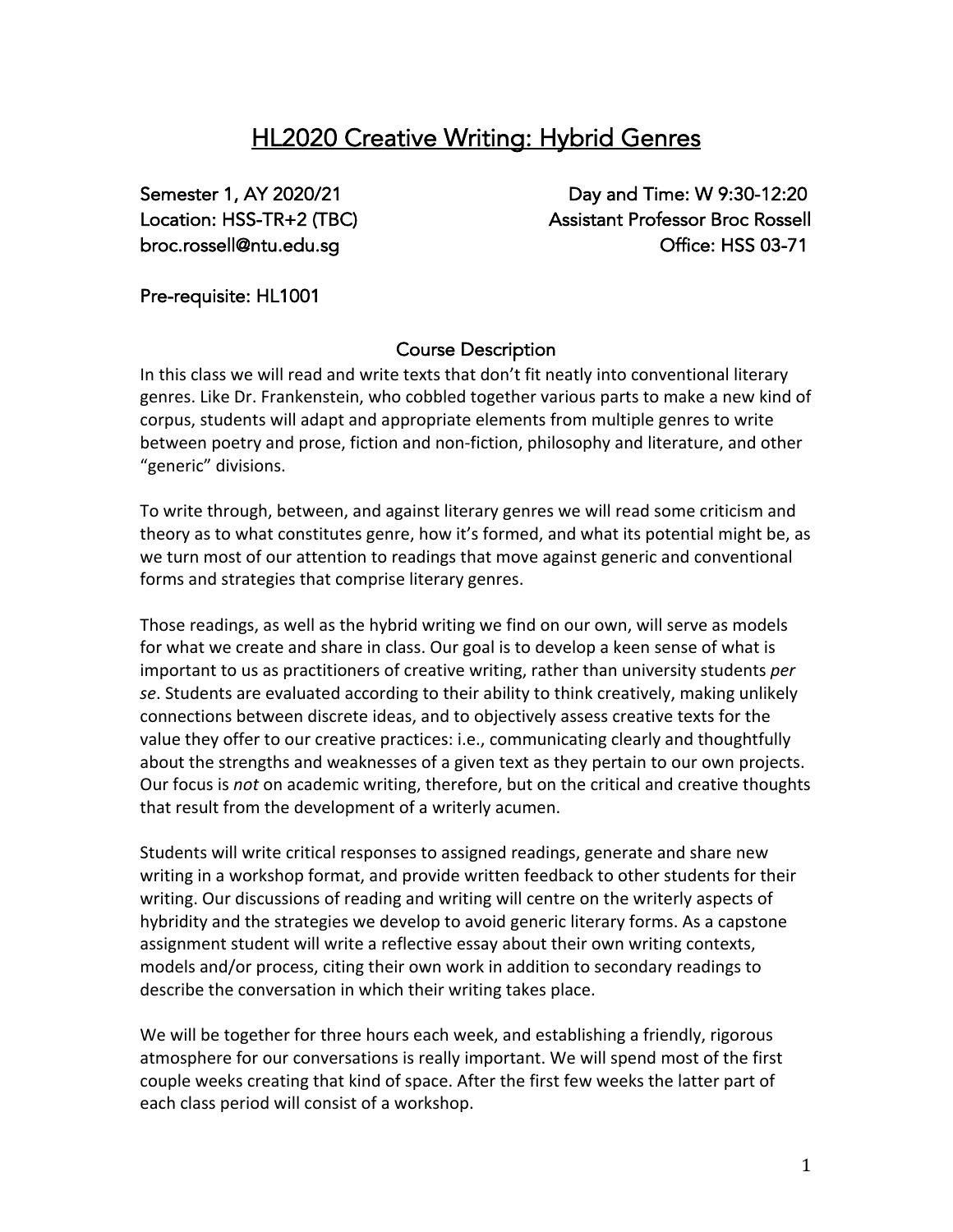# HL2020 Creative Writing: Hybrid Genres

Semester 1, AY 2020/21
Day and Time: W 9:30-12:20
Location: HSS-TR+2 (TBC)
Assistant Professor Broc Rossell
broc.rossell@ntu.edu.sg
Office: HSS 03-71

Pre-requisite: HL1001

## Course Description

In this class we will read and write texts that don't fit neatly into conventional literary genres. Like Dr. Frankenstein, who cobbled together various parts to make a new kind of corpus, students will adapt and appropriate elements from multiple genres to write between poetry and prose, fiction and non-fiction, philosophy and literature, and other "generic" divisions.

To write through, between, and against literary genres we will read some criticism and theory as to what constitutes genre, how it's formed, and what its potential might be, as we turn most of our attention to readings that move against generic and conventional forms and strategies that comprise literary genres.

Those readings, as well as the hybrid writing we find on our own, will serve as models for what we create and share in class. Our goal is to develop a keen sense of what is important to us as practitioners of creative writing, rather than university students *per se*. Students are evaluated according to their ability to think creatively, making unlikely connections between discrete ideas, and to objectively assess creative texts for the value they offer to our creative practices: i.e., communicating clearly and thoughtfully about the strengths and weaknesses of a given text as they pertain to our own projects. Our focus is *not* on academic writing, therefore, but on the critical and creative thoughts that result from the development of a writerly acumen.

Students will write critical responses to assigned readings, generate and share new writing in a workshop format, and provide written feedback to other students for their writing. Our discussions of reading and writing will centre on the writerly aspects of hybridity and the strategies we develop to avoid generic literary forms. As a capstone assignment student will write a reflective essay about their own writing contexts, models and/or process, citing their own work in addition to secondary readings to describe the conversation in which their writing takes place.

We will be together for three hours each week, and establishing a friendly, rigorous atmosphere for our conversations is really important. We will spend most of the first couple weeks creating that kind of space. After the first few weeks the latter part of each class period will consist of a workshop.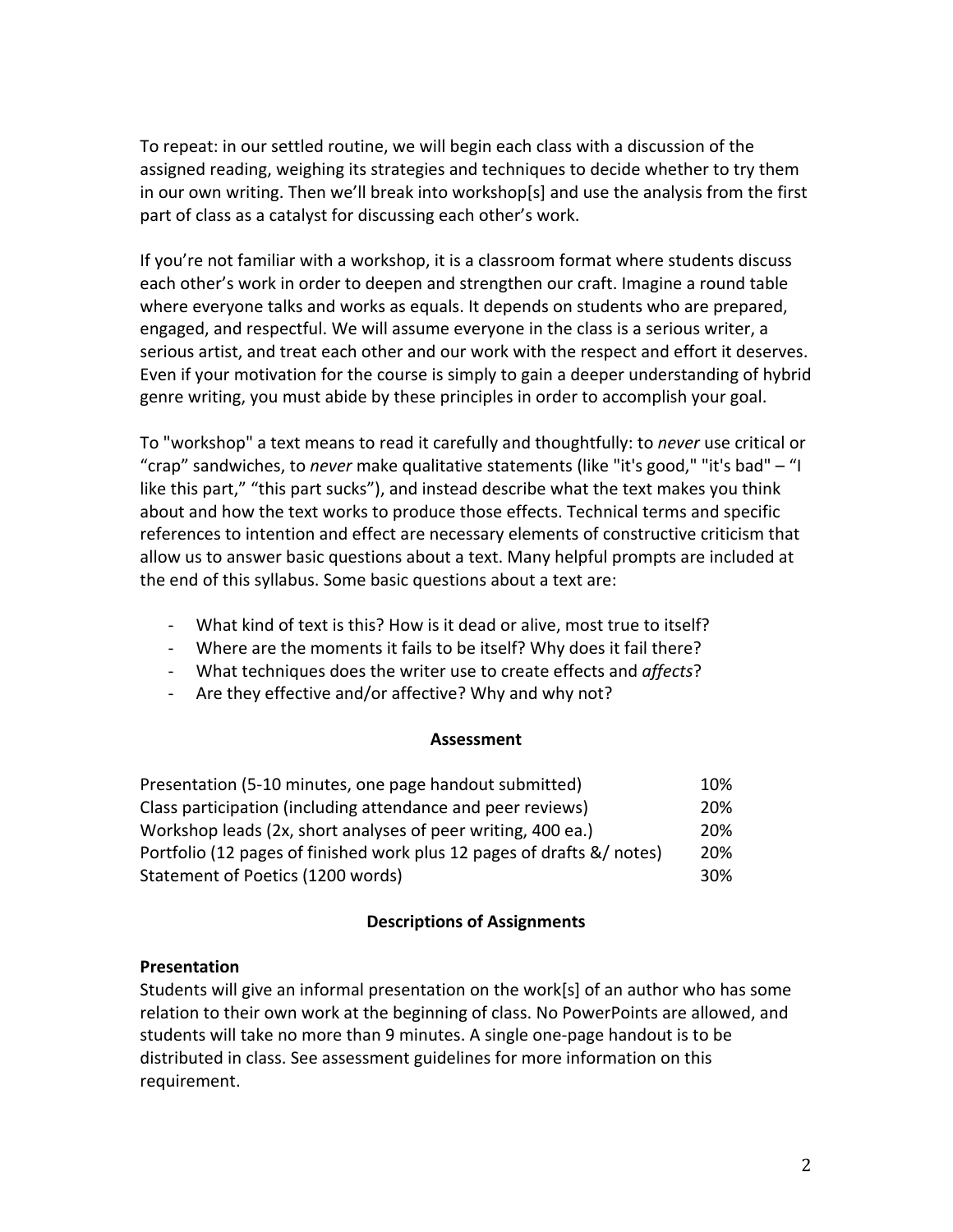To repeat: in our settled routine, we will begin each class with a discussion of the assigned reading, weighing its strategies and techniques to decide whether to try them in our own writing. Then we'll break into workshop[s] and use the analysis from the first part of class as a catalyst for discussing each other's work.

If you're not familiar with a workshop, it is a classroom format where students discuss each other's work in order to deepen and strengthen our craft. Imagine a round table where everyone talks and works as equals. It depends on students who are prepared, engaged, and respectful. We will assume everyone in the class is a serious writer, a serious artist, and treat each other and our work with the respect and effort it deserves. Even if your motivation for the course is simply to gain a deeper understanding of hybrid genre writing, you must abide by these principles in order to accomplish your goal.

To "workshop" a text means to read it carefully and thoughtfully: to *never* use critical or "crap" sandwiches, to *never* make qualitative statements (like "it's good," "it's bad" – "I like this part," "this part sucks"), and instead describe what the text makes you think about and how the text works to produce those effects. Technical terms and specific references to intention and effect are necessary elements of constructive criticism that allow us to answer basic questions about a text. Many helpful prompts are included at the end of this syllabus. Some basic questions about a text are:

- What kind of text is this? How is it dead or alive, most true to itself?
- Where are the moments it fails to be itself? Why does it fail there?
- What techniques does the writer use to create effects and *affects*?
- Are they effective and/or affective? Why and why not?

**Assessment**

| | |
|---|---|
| Presentation (5-10 minutes, one page handout submitted) | 10% |
| Class participation (including attendance and peer reviews) | 20% |
| Workshop leads (2x, short analyses of peer writing, 400 ea.) | 20% |
| Portfolio (12 pages of finished work plus 12 pages of drafts &/ notes) | 20% |
| Statement of Poetics (1200 words) | 30% |

**Descriptions of Assignments**

**Presentation**

Students will give an informal presentation on the work[s] of an author who has some relation to their own work at the beginning of class. No PowerPoints are allowed, and students will take no more than 9 minutes. A single one-page handout is to be distributed in class. See assessment guidelines for more information on this requirement.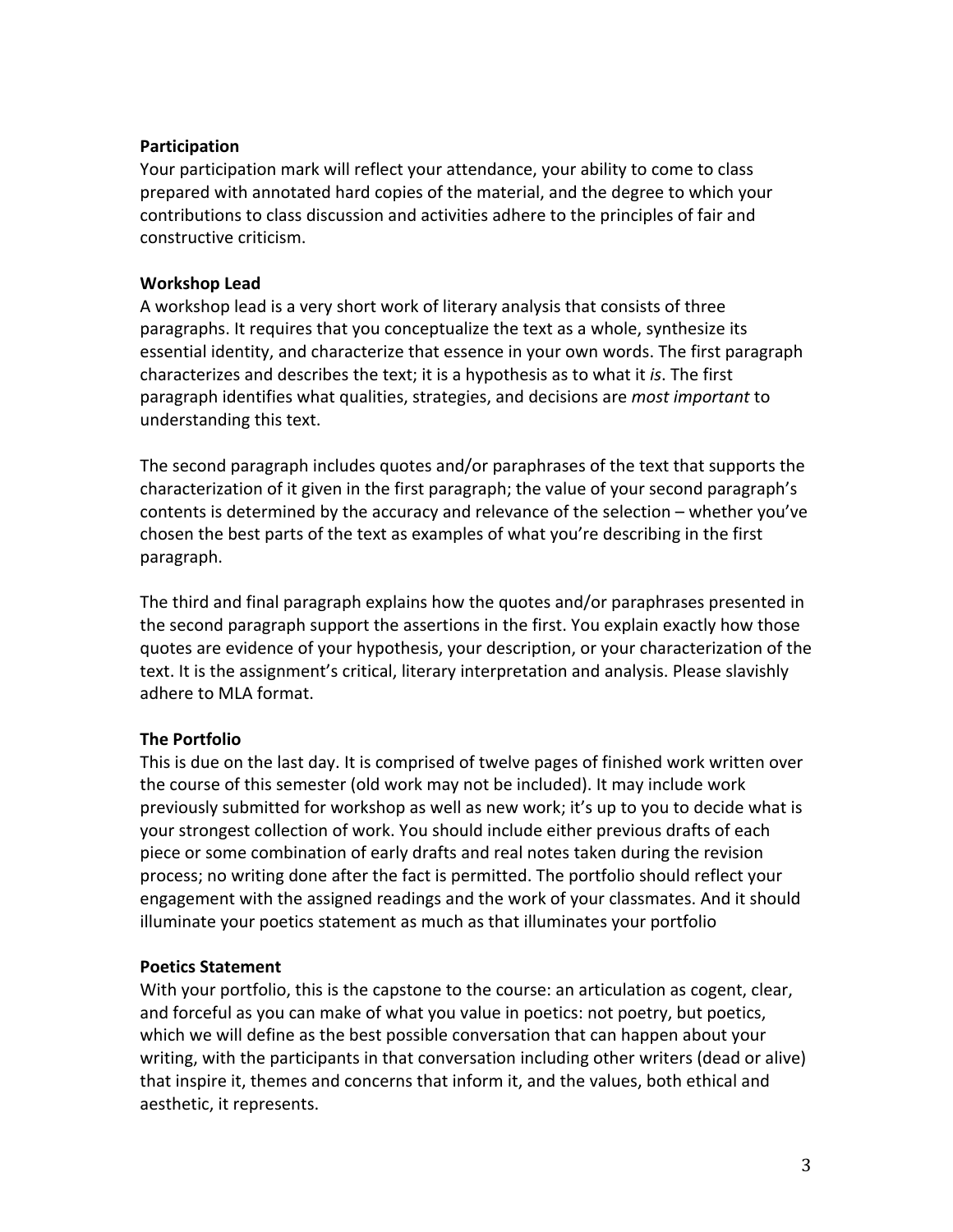**Participation**

Your participation mark will reflect your attendance, your ability to come to class prepared with annotated hard copies of the material, and the degree to which your contributions to class discussion and activities adhere to the principles of fair and constructive criticism.

**Workshop Lead**

A workshop lead is a very short work of literary analysis that consists of three paragraphs. It requires that you conceptualize the text as a whole, synthesize its essential identity, and characterize that essence in your own words. The first paragraph characterizes and describes the text; it is a hypothesis as to what it *is*. The first paragraph identifies what qualities, strategies, and decisions are *most important* to understanding this text.

The second paragraph includes quotes and/or paraphrases of the text that supports the characterization of it given in the first paragraph; the value of your second paragraph's contents is determined by the accuracy and relevance of the selection – whether you've chosen the best parts of the text as examples of what you're describing in the first paragraph.

The third and final paragraph explains how the quotes and/or paraphrases presented in the second paragraph support the assertions in the first. You explain exactly how those quotes are evidence of your hypothesis, your description, or your characterization of the text. It is the assignment's critical, literary interpretation and analysis. Please slavishly adhere to MLA format.

**The Portfolio**

This is due on the last day. It is comprised of twelve pages of finished work written over the course of this semester (old work may not be included). It may include work previously submitted for workshop as well as new work; it's up to you to decide what is your strongest collection of work. You should include either previous drafts of each piece or some combination of early drafts and real notes taken during the revision process; no writing done after the fact is permitted. The portfolio should reflect your engagement with the assigned readings and the work of your classmates. And it should illuminate your poetics statement as much as that illuminates your portfolio

**Poetics Statement**

With your portfolio, this is the capstone to the course: an articulation as cogent, clear, and forceful as you can make of what you value in poetics: not poetry, but poetics, which we will define as the best possible conversation that can happen about your writing, with the participants in that conversation including other writers (dead or alive) that inspire it, themes and concerns that inform it, and the values, both ethical and aesthetic, it represents.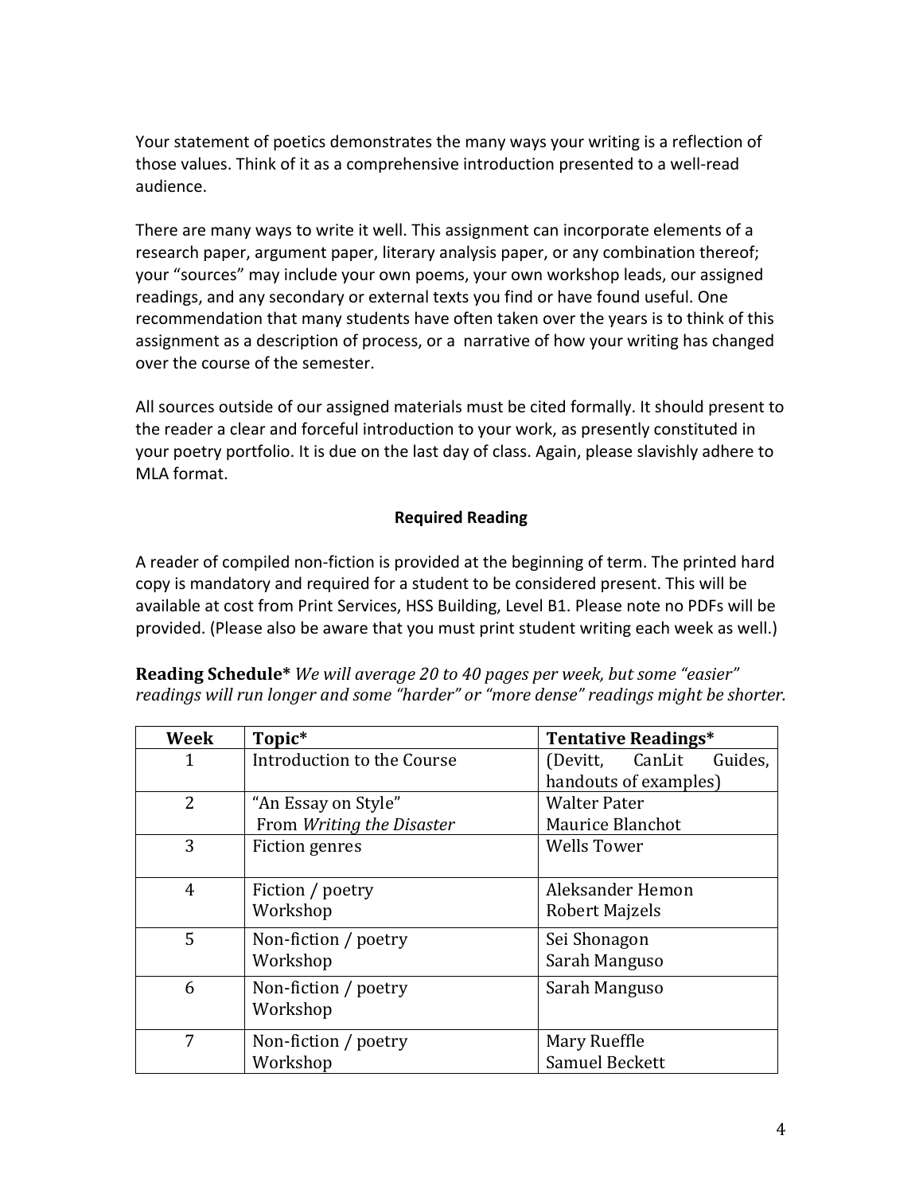Your statement of poetics demonstrates the many ways your writing is a reflection of those values. Think of it as a comprehensive introduction presented to a well-read audience.

There are many ways to write it well. This assignment can incorporate elements of a research paper, argument paper, literary analysis paper, or any combination thereof; your "sources" may include your own poems, your own workshop leads, our assigned readings, and any secondary or external texts you find or have found useful. One recommendation that many students have often taken over the years is to think of this assignment as a description of process, or a narrative of how your writing has changed over the course of the semester.

All sources outside of our assigned materials must be cited formally. It should present to the reader a clear and forceful introduction to your work, as presently constituted in your poetry portfolio. It is due on the last day of class. Again, please slavishly adhere to MLA format.

### Required Reading

A reader of compiled non-fiction is provided at the beginning of term. The printed hard copy is mandatory and required for a student to be considered present. This will be available at cost from Print Services, HSS Building, Level B1. Please note no PDFs will be provided. (Please also be aware that you must print student writing each week as well.)

**Reading Schedule*** *We will average 20 to 40 pages per week, but some "easier" readings will run longer and some "harder" or "more dense" readings might be shorter.*

| Week | Topic* | Tentative Readings* |
|---|---|---|
| 1 | Introduction to the Course | (Devitt, CanLit Guides, handouts of examples) |
| 2 | "An Essay on Style"<br>From *Writing the Disaster* | Walter Pater<br>Maurice Blanchot |
| 3 | Fiction genres | Wells Tower |
| 4 | Fiction / poetry<br>Workshop | Aleksander Hemon<br>Robert Majzels |
| 5 | Non-fiction / poetry<br>Workshop | Sei Shonagon<br>Sarah Manguso |
| 6 | Non-fiction / poetry<br>Workshop | Sarah Manguso |
| 7 | Non-fiction / poetry<br>Workshop | Mary Rueffle<br>Samuel Beckett |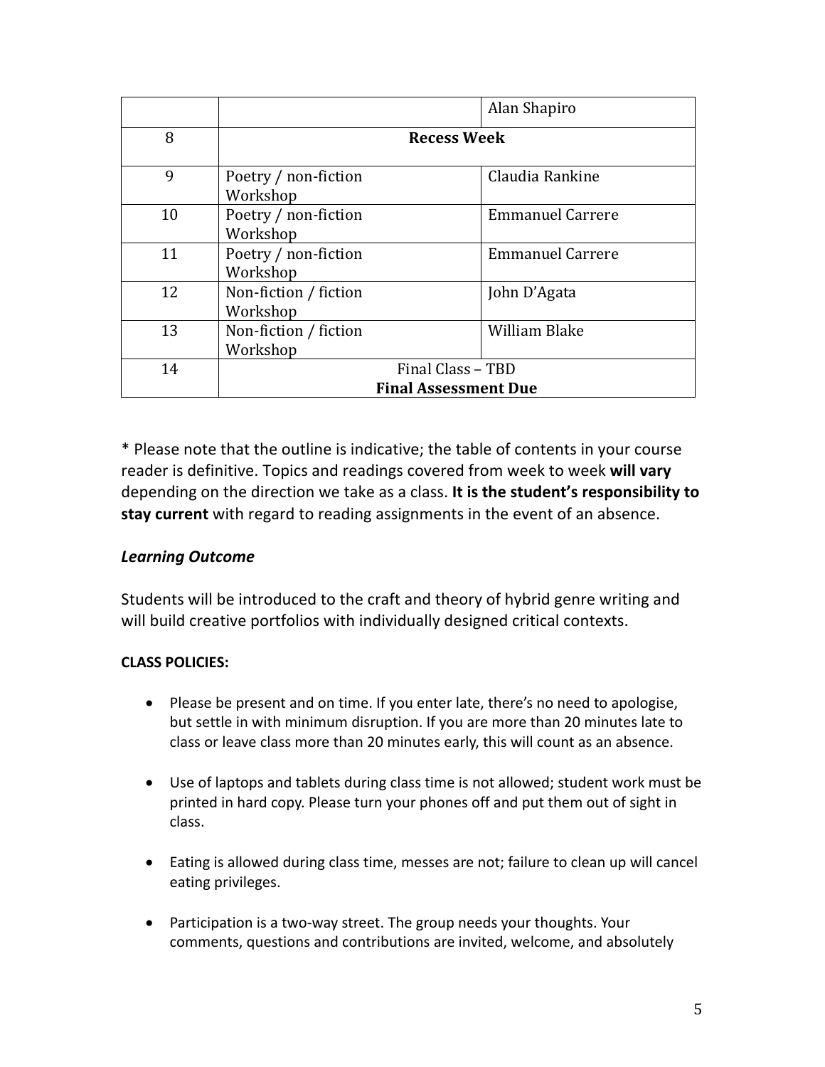| | | |
|---|---|---|
| | | Alan Shapiro |
| 8 | **Recess Week** | |
| 9 | Poetry / non-fiction Workshop | Claudia Rankine |
| 10 | Poetry / non-fiction Workshop | Emmanuel Carrere |
| 11 | Poetry / non-fiction Workshop | Emmanuel Carrere |
| 12 | Non-fiction / fiction Workshop | John D'Agata |
| 13 | Non-fiction / fiction Workshop | William Blake |
| 14 | Final Class – TBD **Final Assessment Due** | |

* Please note that the outline is indicative; the table of contents in your course reader is definitive. Topics and readings covered from week to week **will vary** depending on the direction we take as a class. **It is the student's responsibility to stay current** with regard to reading assignments in the event of an absence.

***Learning Outcome***

Students will be introduced to the craft and theory of hybrid genre writing and will build creative portfolios with individually designed critical contexts.

**CLASS POLICIES:**

- Please be present and on time. If you enter late, there's no need to apologise, but settle in with minimum disruption. If you are more than 20 minutes late to class or leave class more than 20 minutes early, this will count as an absence.

- Use of laptops and tablets during class time is not allowed; student work must be printed in hard copy. Please turn your phones off and put them out of sight in class.

- Eating is allowed during class time, messes are not; failure to clean up will cancel eating privileges.

- Participation is a two-way street. The group needs your thoughts. Your comments, questions and contributions are invited, welcome, and absolutely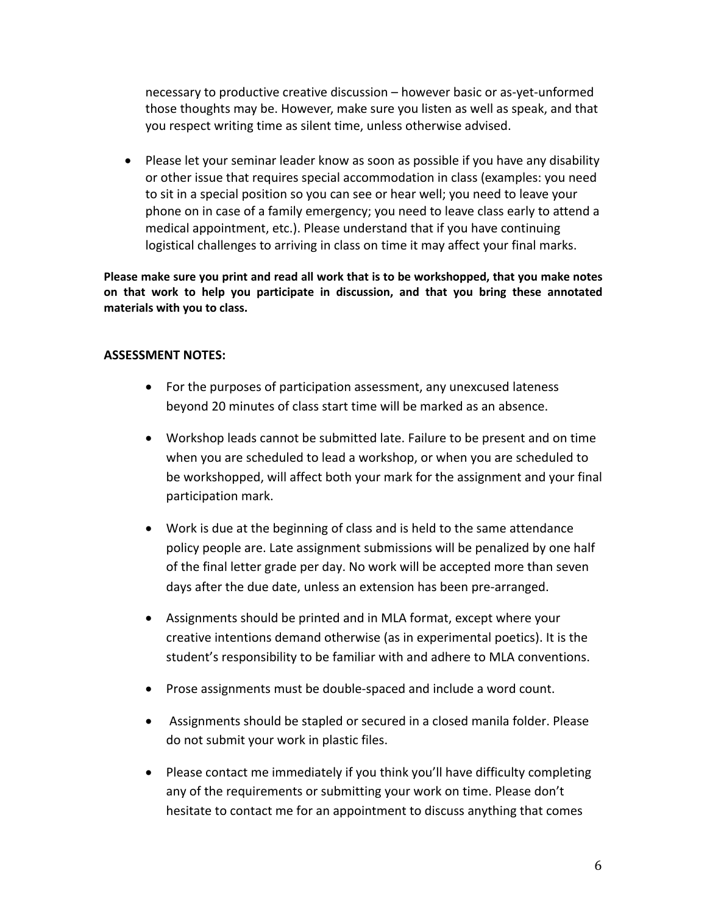necessary to productive creative discussion – however basic or as-yet-unformed those thoughts may be. However, make sure you listen as well as speak, and that you respect writing time as silent time, unless otherwise advised.

- Please let your seminar leader know as soon as possible if you have any disability or other issue that requires special accommodation in class (examples: you need to sit in a special position so you can see or hear well; you need to leave your phone on in case of a family emergency; you need to leave class early to attend a medical appointment, etc.). Please understand that if you have continuing logistical challenges to arriving in class on time it may affect your final marks.

**Please make sure you print and read all work that is to be workshopped, that you make notes on that work to help you participate in discussion, and that you bring these annotated materials with you to class.**

**ASSESSMENT NOTES:**

- For the purposes of participation assessment, any unexcused lateness beyond 20 minutes of class start time will be marked as an absence.
- Workshop leads cannot be submitted late. Failure to be present and on time when you are scheduled to lead a workshop, or when you are scheduled to be workshopped, will affect both your mark for the assignment and your final participation mark.
- Work is due at the beginning of class and is held to the same attendance policy people are. Late assignment submissions will be penalized by one half of the final letter grade per day. No work will be accepted more than seven days after the due date, unless an extension has been pre-arranged.
- Assignments should be printed and in MLA format, except where your creative intentions demand otherwise (as in experimental poetics). It is the student's responsibility to be familiar with and adhere to MLA conventions.
- Prose assignments must be double-spaced and include a word count.
- Assignments should be stapled or secured in a closed manila folder. Please do not submit your work in plastic files.
- Please contact me immediately if you think you'll have difficulty completing any of the requirements or submitting your work on time. Please don't hesitate to contact me for an appointment to discuss anything that comes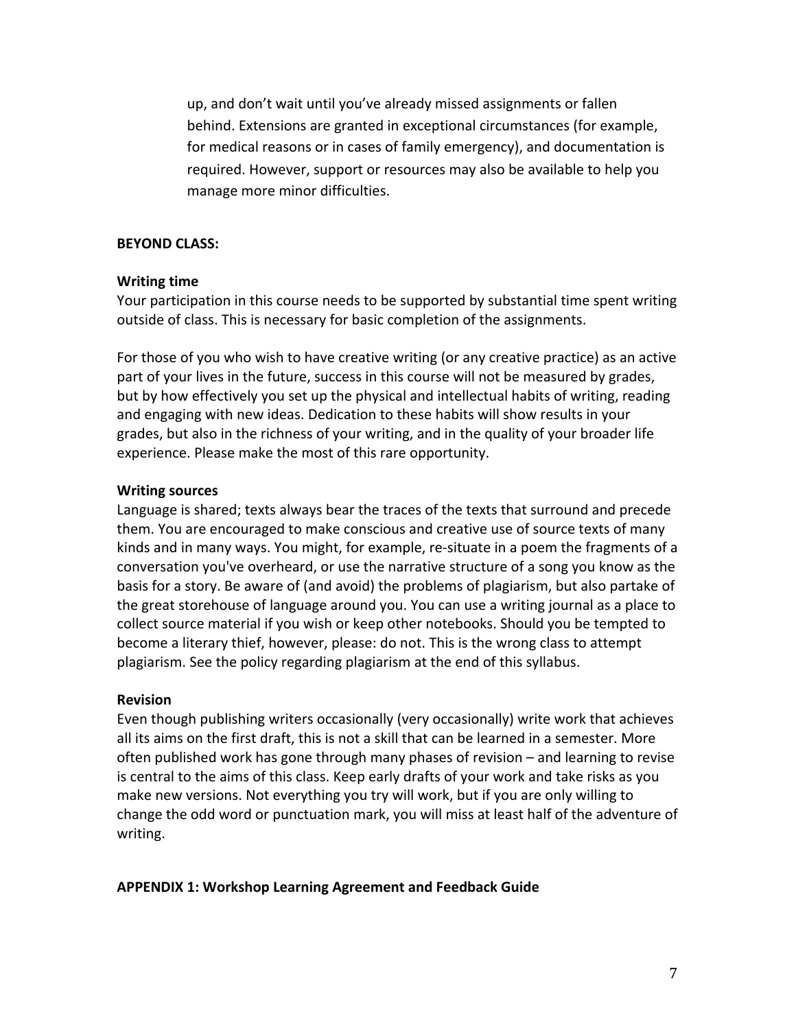up, and don't wait until you've already missed assignments or fallen behind. Extensions are granted in exceptional circumstances (for example, for medical reasons or in cases of family emergency), and documentation is required. However, support or resources may also be available to help you manage more minor difficulties.

**BEYOND CLASS:**

**Writing time**

Your participation in this course needs to be supported by substantial time spent writing outside of class. This is necessary for basic completion of the assignments.

For those of you who wish to have creative writing (or any creative practice) as an active part of your lives in the future, success in this course will not be measured by grades, but by how effectively you set up the physical and intellectual habits of writing, reading and engaging with new ideas. Dedication to these habits will show results in your grades, but also in the richness of your writing, and in the quality of your broader life experience. Please make the most of this rare opportunity.

**Writing sources**

Language is shared; texts always bear the traces of the texts that surround and precede them. You are encouraged to make conscious and creative use of source texts of many kinds and in many ways. You might, for example, re-situate in a poem the fragments of a conversation you've overheard, or use the narrative structure of a song you know as the basis for a story. Be aware of (and avoid) the problems of plagiarism, but also partake of the great storehouse of language around you. You can use a writing journal as a place to collect source material if you wish or keep other notebooks. Should you be tempted to become a literary thief, however, please: do not. This is the wrong class to attempt plagiarism. See the policy regarding plagiarism at the end of this syllabus.

**Revision**

Even though publishing writers occasionally (very occasionally) write work that achieves all its aims on the first draft, this is not a skill that can be learned in a semester. More often published work has gone through many phases of revision – and learning to revise is central to the aims of this class. Keep early drafts of your work and take risks as you make new versions. Not everything you try will work, but if you are only willing to change the odd word or punctuation mark, you will miss at least half of the adventure of writing.

**APPENDIX 1: Workshop Learning Agreement and Feedback Guide**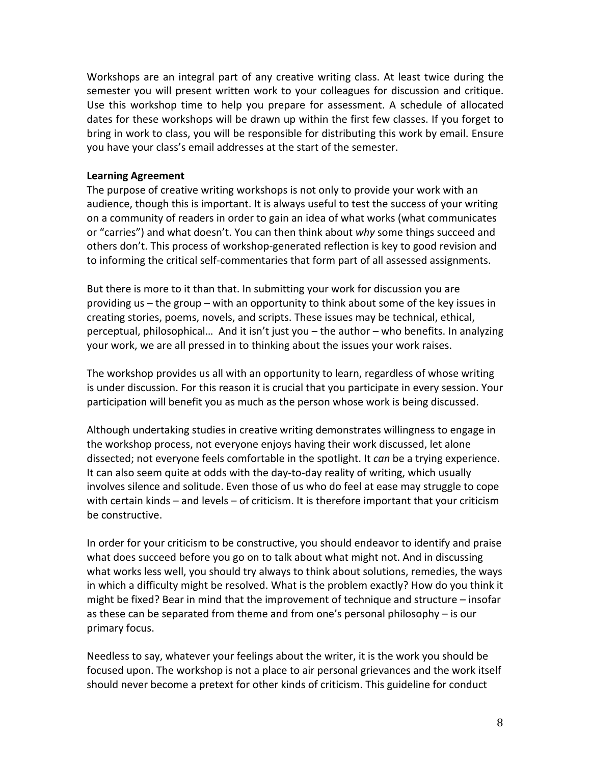Workshops are an integral part of any creative writing class. At least twice during the semester you will present written work to your colleagues for discussion and critique. Use this workshop time to help you prepare for assessment. A schedule of allocated dates for these workshops will be drawn up within the first few classes. If you forget to bring in work to class, you will be responsible for distributing this work by email. Ensure you have your class's email addresses at the start of the semester.

**Learning Agreement**

The purpose of creative writing workshops is not only to provide your work with an audience, though this is important. It is always useful to test the success of your writing on a community of readers in order to gain an idea of what works (what communicates or "carries") and what doesn't. You can then think about *why* some things succeed and others don't. This process of workshop-generated reflection is key to good revision and to informing the critical self-commentaries that form part of all assessed assignments.

But there is more to it than that. In submitting your work for discussion you are providing us – the group – with an opportunity to think about some of the key issues in creating stories, poems, novels, and scripts. These issues may be technical, ethical, perceptual, philosophical… And it isn't just you – the author – who benefits. In analyzing your work, we are all pressed in to thinking about the issues your work raises.

The workshop provides us all with an opportunity to learn, regardless of whose writing is under discussion. For this reason it is crucial that you participate in every session. Your participation will benefit you as much as the person whose work is being discussed.

Although undertaking studies in creative writing demonstrates willingness to engage in the workshop process, not everyone enjoys having their work discussed, let alone dissected; not everyone feels comfortable in the spotlight. It *can* be a trying experience. It can also seem quite at odds with the day-to-day reality of writing, which usually involves silence and solitude. Even those of us who do feel at ease may struggle to cope with certain kinds – and levels – of criticism. It is therefore important that your criticism be constructive.

In order for your criticism to be constructive, you should endeavor to identify and praise what does succeed before you go on to talk about what might not. And in discussing what works less well, you should try always to think about solutions, remedies, the ways in which a difficulty might be resolved. What is the problem exactly? How do you think it might be fixed? Bear in mind that the improvement of technique and structure – insofar as these can be separated from theme and from one's personal philosophy – is our primary focus.

Needless to say, whatever your feelings about the writer, it is the work you should be focused upon. The workshop is not a place to air personal grievances and the work itself should never become a pretext for other kinds of criticism. This guideline for conduct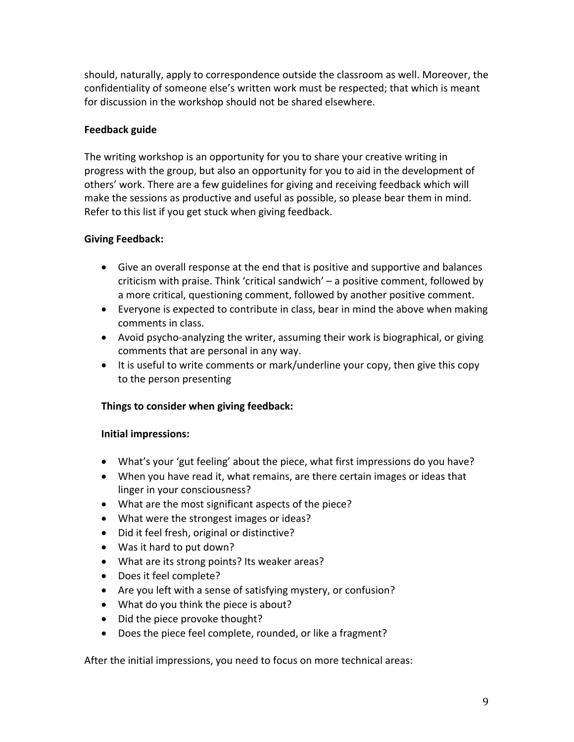should, naturally, apply to correspondence outside the classroom as well. Moreover, the confidentiality of someone else's written work must be respected; that which is meant for discussion in the workshop should not be shared elsewhere.

**Feedback guide**

The writing workshop is an opportunity for you to share your creative writing in progress with the group, but also an opportunity for you to aid in the development of others' work. There are a few guidelines for giving and receiving feedback which will make the sessions as productive and useful as possible, so please bear them in mind. Refer to this list if you get stuck when giving feedback.

**Giving Feedback:**

- Give an overall response at the end that is positive and supportive and balances criticism with praise. Think 'critical sandwich' – a positive comment, followed by a more critical, questioning comment, followed by another positive comment.
- Everyone is expected to contribute in class, bear in mind the above when making comments in class.
- Avoid psycho-analyzing the writer, assuming their work is biographical, or giving comments that are personal in any way.
- It is useful to write comments or mark/underline your copy, then give this copy to the person presenting

**Things to consider when giving feedback:**

**Initial impressions:**

- What's your 'gut feeling' about the piece, what first impressions do you have?
- When you have read it, what remains, are there certain images or ideas that linger in your consciousness?
- What are the most significant aspects of the piece?
- What were the strongest images or ideas?
- Did it feel fresh, original or distinctive?
- Was it hard to put down?
- What are its strong points? Its weaker areas?
- Does it feel complete?
- Are you left with a sense of satisfying mystery, or confusion?
- What do you think the piece is about?
- Did the piece provoke thought?
- Does the piece feel complete, rounded, or like a fragment?

After the initial impressions, you need to focus on more technical areas: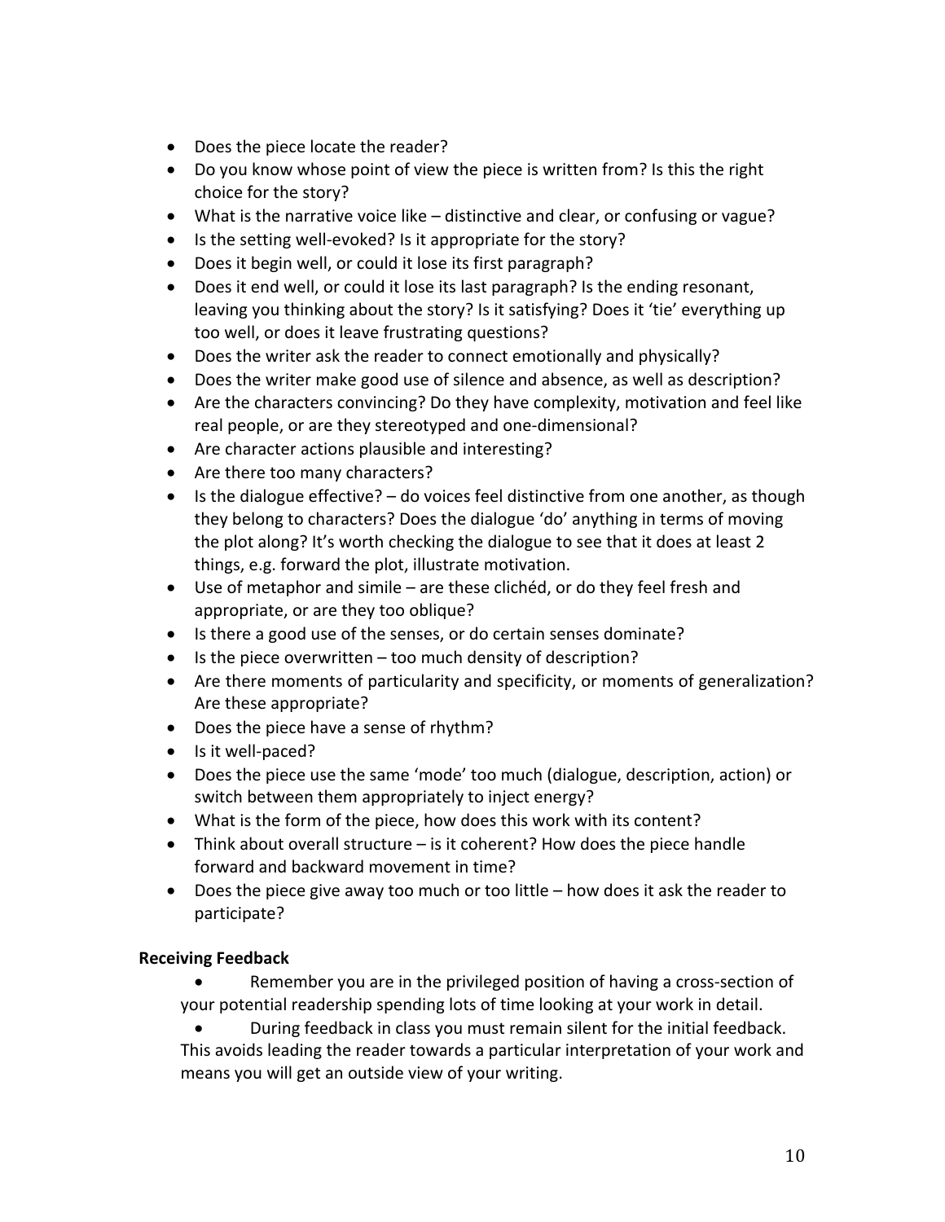- Does the piece locate the reader?
- Do you know whose point of view the piece is written from? Is this the right choice for the story?
- What is the narrative voice like – distinctive and clear, or confusing or vague?
- Is the setting well-evoked? Is it appropriate for the story?
- Does it begin well, or could it lose its first paragraph?
- Does it end well, or could it lose its last paragraph? Is the ending resonant, leaving you thinking about the story? Is it satisfying? Does it 'tie' everything up too well, or does it leave frustrating questions?
- Does the writer ask the reader to connect emotionally and physically?
- Does the writer make good use of silence and absence, as well as description?
- Are the characters convincing? Do they have complexity, motivation and feel like real people, or are they stereotyped and one-dimensional?
- Are character actions plausible and interesting?
- Are there too many characters?
- Is the dialogue effective? – do voices feel distinctive from one another, as though they belong to characters? Does the dialogue 'do' anything in terms of moving the plot along? It's worth checking the dialogue to see that it does at least 2 things, e.g. forward the plot, illustrate motivation.
- Use of metaphor and simile – are these clichéd, or do they feel fresh and appropriate, or are they too oblique?
- Is there a good use of the senses, or do certain senses dominate?
- Is the piece overwritten – too much density of description?
- Are there moments of particularity and specificity, or moments of generalization? Are these appropriate?
- Does the piece have a sense of rhythm?
- Is it well-paced?
- Does the piece use the same 'mode' too much (dialogue, description, action) or switch between them appropriately to inject energy?
- What is the form of the piece, how does this work with its content?
- Think about overall structure – is it coherent? How does the piece handle forward and backward movement in time?
- Does the piece give away too much or too little – how does it ask the reader to participate?

**Receiving Feedback**

- Remember you are in the privileged position of having a cross-section of your potential readership spending lots of time looking at your work in detail.
- During feedback in class you must remain silent for the initial feedback. This avoids leading the reader towards a particular interpretation of your work and means you will get an outside view of your writing.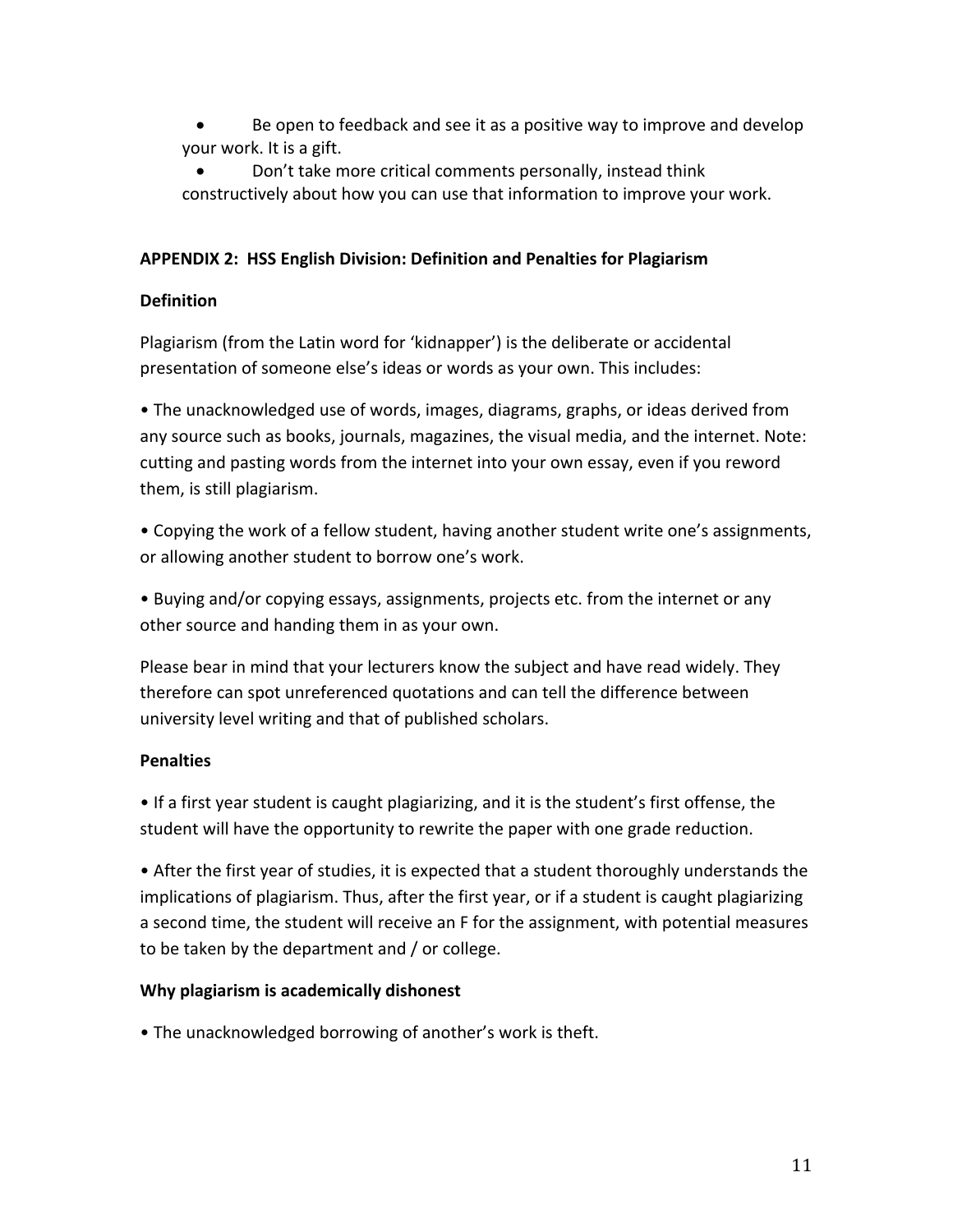- Be open to feedback and see it as a positive way to improve and develop your work. It is a gift.
- Don't take more critical comments personally, instead think constructively about how you can use that information to improve your work.

**APPENDIX 2: HSS English Division: Definition and Penalties for Plagiarism**

**Definition**

Plagiarism (from the Latin word for 'kidnapper') is the deliberate or accidental presentation of someone else's ideas or words as your own. This includes:

• The unacknowledged use of words, images, diagrams, graphs, or ideas derived from any source such as books, journals, magazines, the visual media, and the internet. Note: cutting and pasting words from the internet into your own essay, even if you reword them, is still plagiarism.

• Copying the work of a fellow student, having another student write one's assignments, or allowing another student to borrow one's work.

• Buying and/or copying essays, assignments, projects etc. from the internet or any other source and handing them in as your own.

Please bear in mind that your lecturers know the subject and have read widely. They therefore can spot unreferenced quotations and can tell the difference between university level writing and that of published scholars.

**Penalties**

• If a first year student is caught plagiarizing, and it is the student's first offense, the student will have the opportunity to rewrite the paper with one grade reduction.

• After the first year of studies, it is expected that a student thoroughly understands the implications of plagiarism. Thus, after the first year, or if a student is caught plagiarizing a second time, the student will receive an F for the assignment, with potential measures to be taken by the department and / or college.

**Why plagiarism is academically dishonest**

• The unacknowledged borrowing of another's work is theft.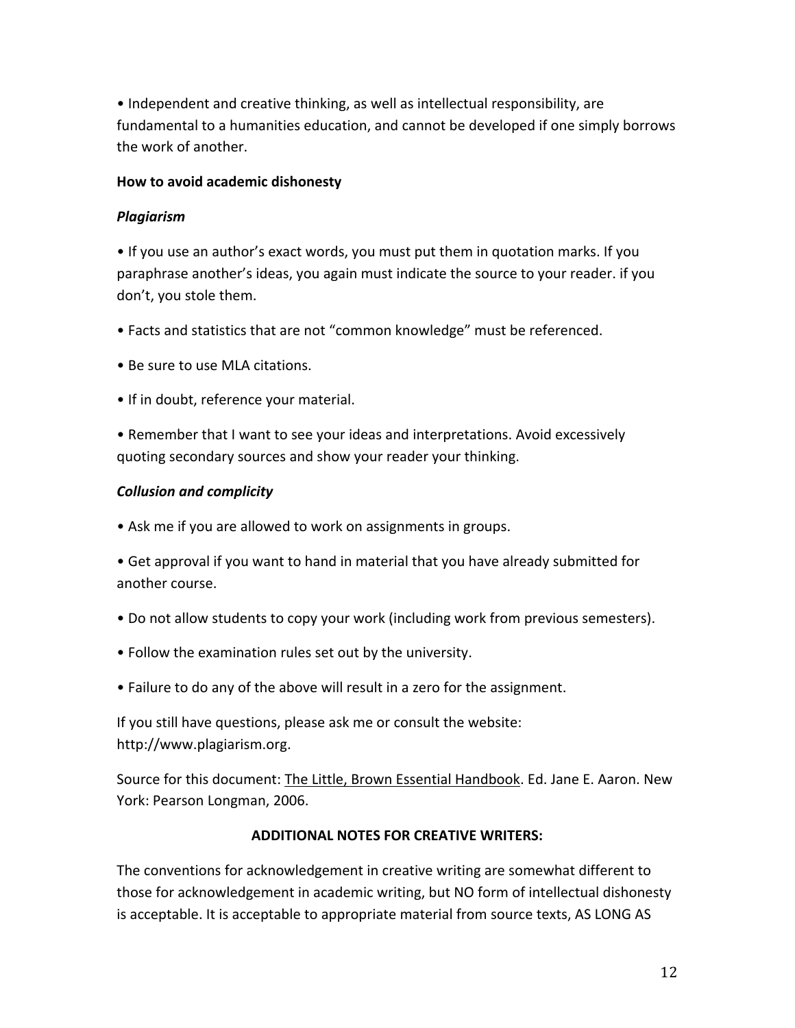• Independent and creative thinking, as well as intellectual responsibility, are fundamental to a humanities education, and cannot be developed if one simply borrows the work of another.

**How to avoid academic dishonesty**

***Plagiarism***

• If you use an author's exact words, you must put them in quotation marks. If you paraphrase another's ideas, you again must indicate the source to your reader. if you don't, you stole them.

• Facts and statistics that are not "common knowledge" must be referenced.

• Be sure to use MLA citations.

• If in doubt, reference your material.

• Remember that I want to see your ideas and interpretations. Avoid excessively quoting secondary sources and show your reader your thinking.

***Collusion and complicity***

• Ask me if you are allowed to work on assignments in groups.

• Get approval if you want to hand in material that you have already submitted for another course.

• Do not allow students to copy your work (including work from previous semesters).

• Follow the examination rules set out by the university.

• Failure to do any of the above will result in a zero for the assignment.

If you still have questions, please ask me or consult the website: http://www.plagiarism.org.

Source for this document: The Little, Brown Essential Handbook. Ed. Jane E. Aaron. New York: Pearson Longman, 2006.

**ADDITIONAL NOTES FOR CREATIVE WRITERS:**

The conventions for acknowledgement in creative writing are somewhat different to those for acknowledgement in academic writing, but NO form of intellectual dishonesty is acceptable. It is acceptable to appropriate material from source texts, AS LONG AS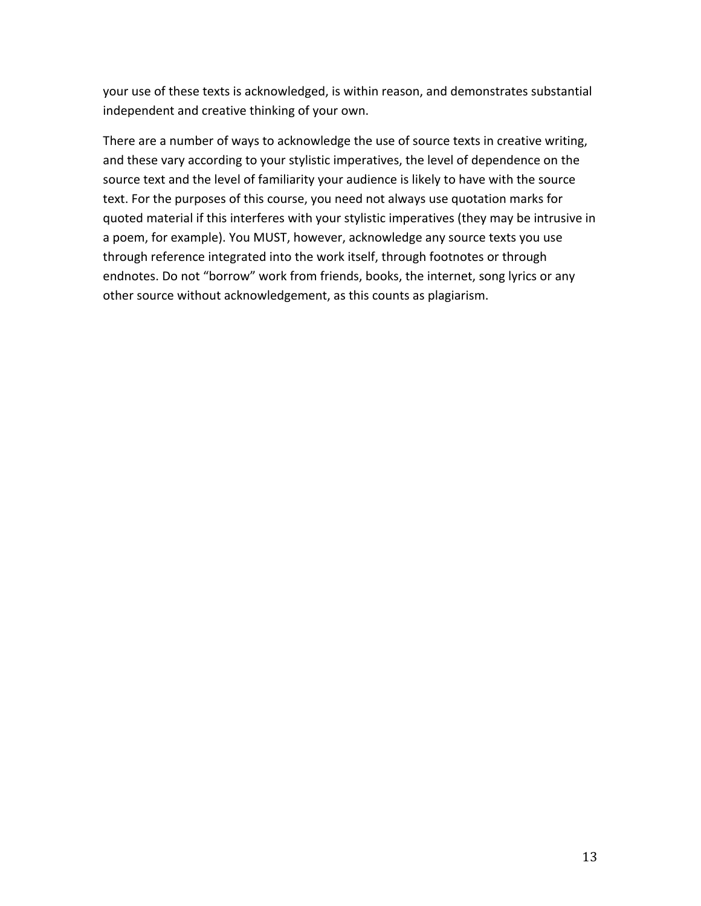your use of these texts is acknowledged, is within reason, and demonstrates substantial independent and creative thinking of your own.

There are a number of ways to acknowledge the use of source texts in creative writing, and these vary according to your stylistic imperatives, the level of dependence on the source text and the level of familiarity your audience is likely to have with the source text. For the purposes of this course, you need not always use quotation marks for quoted material if this interferes with your stylistic imperatives (they may be intrusive in a poem, for example). You MUST, however, acknowledge any source texts you use through reference integrated into the work itself, through footnotes or through endnotes. Do not "borrow" work from friends, books, the internet, song lyrics or any other source without acknowledgement, as this counts as plagiarism.